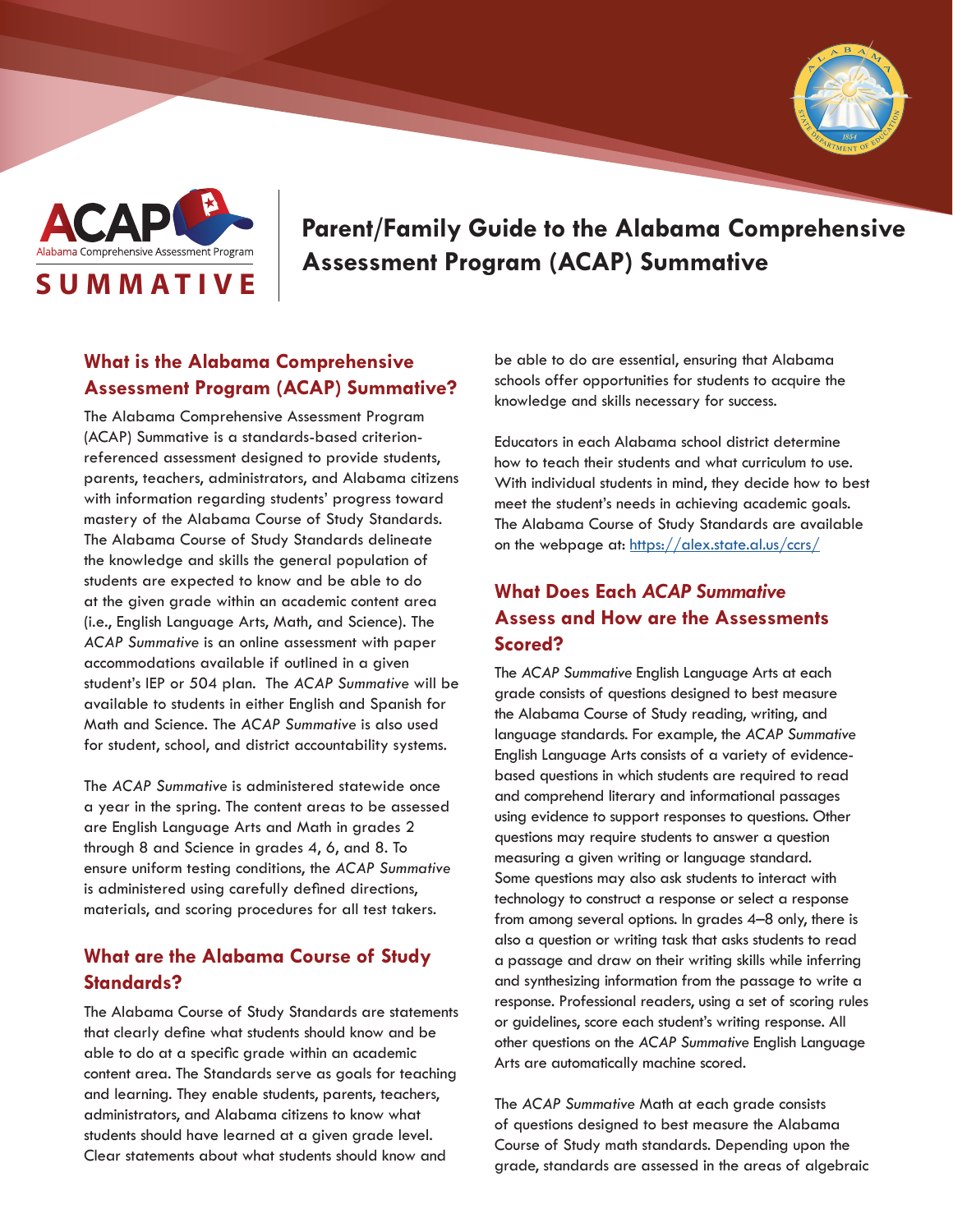# Parent/Family Guide to the Alabama Comprehensive Assessment Program (ACAP) Summative

## What is the Alabama Comprehensive Assessment Program (ACAP) Summative?

The Alabama Comprehensive Assessment Program (ACAP) Summative is a standards-based criterion-referenced assessment designed to provide students, parents, teachers, administrators, and Alabama citizens with information regarding students' progress toward mastery of the Alabama Course of Study Standards. The Alabama Course of Study Standards delineate the knowledge and skills the general population of students are expected to know and be able to do at the given grade within an academic content area (i.e., English Language Arts, Math, and Science). The *ACAP Summative* is an online assessment with paper accommodations available if outlined in a given student's IEP or 504 plan. The *ACAP Summative* will be available to students in either English and Spanish for Math and Science. The *ACAP Summative* is also used for student, school, and district accountability systems.

The *ACAP Summative* is administered statewide once a year in the spring. The content areas to be assessed are English Language Arts and Math in grades 2 through 8 and Science in grades 4, 6, and 8. To ensure uniform testing conditions, the *ACAP Summative* is administered using carefully defined directions, materials, and scoring procedures for all test takers.

## What are the Alabama Course of Study Standards?

The Alabama Course of Study Standards are statements that clearly define what students should know and be able to do at a specific grade within an academic content area. The Standards serve as goals for teaching and learning. They enable students, parents, teachers, administrators, and Alabama citizens to know what students should have learned at a given grade level. Clear statements about what students should know and be able to do are essential, ensuring that Alabama schools offer opportunities for students to acquire the knowledge and skills necessary for success.

Educators in each Alabama school district determine how to teach their students and what curriculum to use. With individual students in mind, they decide how to best meet the student's needs in achieving academic goals. The Alabama Course of Study Standards are available on the webpage at: https://alex.state.al.us/ccrs/

## What Does Each *ACAP Summative* Assess and How are the Assessments Scored?

The *ACAP Summative* English Language Arts at each grade consists of questions designed to best measure the Alabama Course of Study reading, writing, and language standards. For example, the *ACAP Summative* English Language Arts consists of a variety of evidence-based questions in which students are required to read and comprehend literary and informational passages using evidence to support responses to questions. Other questions may require students to answer a question measuring a given writing or language standard. Some questions may also ask students to interact with technology to construct a response or select a response from among several options. In grades 4–8 only, there is also a question or writing task that asks students to read a passage and draw on their writing skills while inferring and synthesizing information from the passage to write a response. Professional readers, using a set of scoring rules or guidelines, score each student's writing response. All other questions on the *ACAP Summative* English Language Arts are automatically machine scored.

The *ACAP Summative* Math at each grade consists of questions designed to best measure the Alabama Course of Study math standards. Depending upon the grade, standards are assessed in the areas of algebraic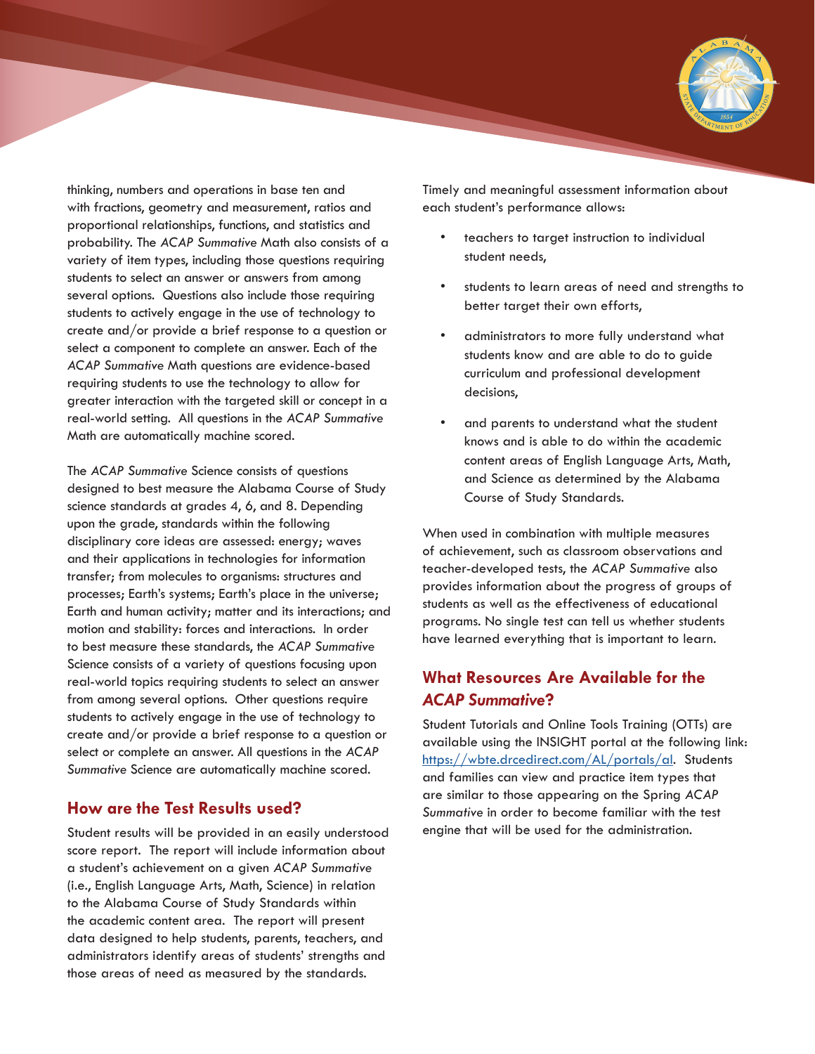thinking, numbers and operations in base ten and with fractions, geometry and measurement, ratios and proportional relationships, functions, and statistics and probability. The *ACAP Summative* Math also consists of a variety of item types, including those questions requiring students to select an answer or answers from among several options. Questions also include those requiring students to actively engage in the use of technology to create and/or provide a brief response to a question or select a component to complete an answer. Each of the *ACAP Summative* Math questions are evidence-based requiring students to use the technology to allow for greater interaction with the targeted skill or concept in a real-world setting. All questions in the *ACAP Summative* Math are automatically machine scored.

The *ACAP Summative* Science consists of questions designed to best measure the Alabama Course of Study science standards at grades 4, 6, and 8. Depending upon the grade, standards within the following disciplinary core ideas are assessed: energy; waves and their applications in technologies for information transfer; from molecules to organisms: structures and processes; Earth's systems; Earth's place in the universe; Earth and human activity; matter and its interactions; and motion and stability: forces and interactions. In order to best measure these standards, the *ACAP Summative* Science consists of a variety of questions focusing upon real-world topics requiring students to select an answer from among several options. Other questions require students to actively engage in the use of technology to create and/or provide a brief response to a question or select or complete an answer. All questions in the *ACAP Summative* Science are automatically machine scored.

## How are the Test Results used?

Student results will be provided in an easily understood score report. The report will include information about a student's achievement on a given *ACAP Summative* (i.e., English Language Arts, Math, Science) in relation to the Alabama Course of Study Standards within the academic content area. The report will present data designed to help students, parents, teachers, and administrators identify areas of students' strengths and those areas of need as measured by the standards.

Timely and meaningful assessment information about each student's performance allows:

- teachers to target instruction to individual student needs,
- students to learn areas of need and strengths to better target their own efforts,
- administrators to more fully understand what students know and are able to do to guide curriculum and professional development decisions,
- and parents to understand what the student knows and is able to do within the academic content areas of English Language Arts, Math, and Science as determined by the Alabama Course of Study Standards.

When used in combination with multiple measures of achievement, such as classroom observations and teacher-developed tests, the *ACAP Summative* also provides information about the progress of groups of students as well as the effectiveness of educational programs. No single test can tell us whether students have learned everything that is important to learn.

## What Resources Are Available for the *ACAP Summative*?

Student Tutorials and Online Tools Training (OTTs) are available using the INSIGHT portal at the following link: https://wbte.drcedirect.com/AL/portals/al. Students and families can view and practice item types that are similar to those appearing on the Spring *ACAP Summative* in order to become familiar with the test engine that will be used for the administration.